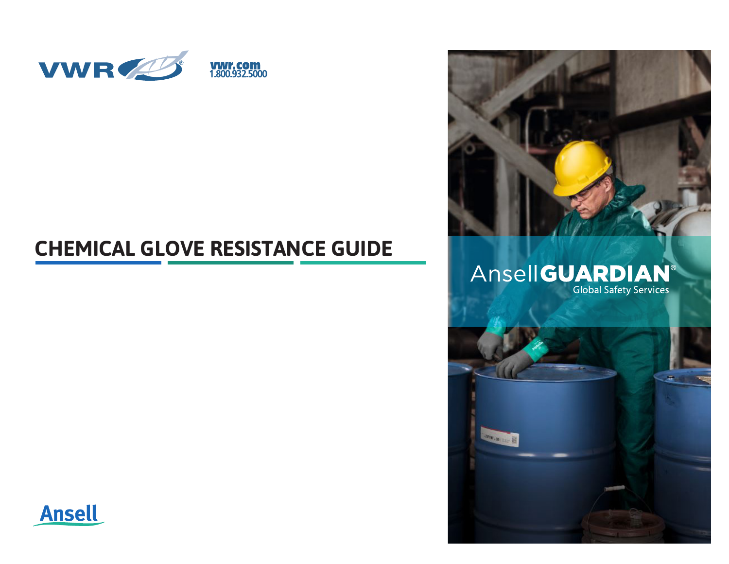VWR

vwr.com
1.800.932.5000

# CHEMICAL GLOVE RESISTANCE GUIDE

AnsellGUARDIAN®
Global Safety Services

Ansell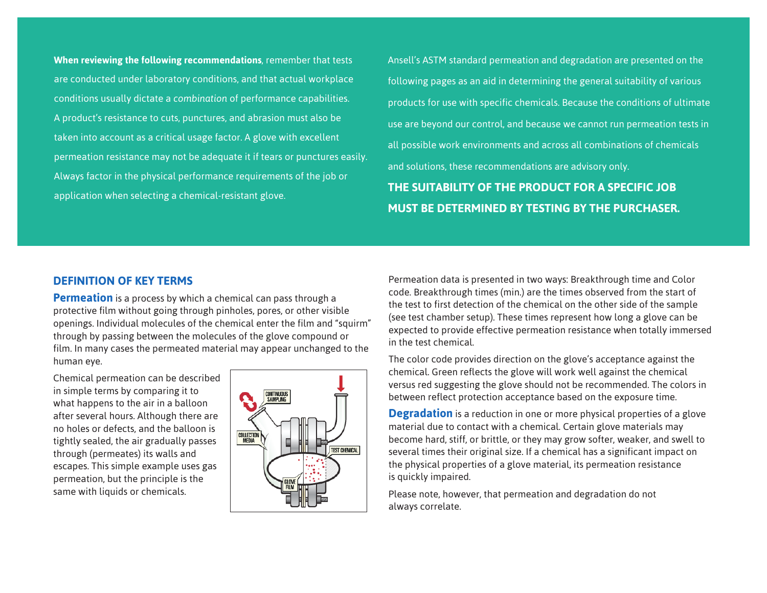**When reviewing the following recommendations**, remember that tests are conducted under laboratory conditions, and that actual workplace conditions usually dictate a *combination* of performance capabilities. A product's resistance to cuts, punctures, and abrasion must also be taken into account as a critical usage factor. A glove with excellent permeation resistance may not be adequate it if tears or punctures easily. Always factor in the physical performance requirements of the job or application when selecting a chemical-resistant glove.

Ansell's ASTM standard permeation and degradation are presented on the following pages as an aid in determining the general suitability of various products for use with specific chemicals. Because the conditions of ultimate use are beyond our control, and because we cannot run permeation tests in all possible work environments and across all combinations of chemicals and solutions, these recommendations are advisory only.

**THE SUITABILITY OF THE PRODUCT FOR A SPECIFIC JOB MUST BE DETERMINED BY TESTING BY THE PURCHASER.**

## DEFINITION OF KEY TERMS

**Permeation** is a process by which a chemical can pass through a protective film without going through pinholes, pores, or other visible openings. Individual molecules of the chemical enter the film and "squirm" through by passing between the molecules of the glove compound or film. In many cases the permeated material may appear unchanged to the human eye.

Chemical permeation can be described in simple terms by comparing it to what happens to the air in a balloon after several hours. Although there are no holes or defects, and the balloon is tightly sealed, the air gradually passes through (permeates) its walls and escapes. This simple example uses gas permeation, but the principle is the same with liquids or chemicals.

Permeation data is presented in two ways: Breakthrough time and Color code. Breakthrough times (min.) are the times observed from the start of the test to first detection of the chemical on the other side of the sample (see test chamber setup). These times represent how long a glove can be expected to provide effective permeation resistance when totally immersed in the test chemical.

The color code provides direction on the glove's acceptance against the chemical. Green reflects the glove will work well against the chemical versus red suggesting the glove should not be recommended. The colors in between reflect protection acceptance based on the exposure time.

**Degradation** is a reduction in one or more physical properties of a glove material due to contact with a chemical. Certain glove materials may become hard, stiff, or brittle, or they may grow softer, weaker, and swell to several times their original size. If a chemical has a significant impact on the physical properties of a glove material, its permeation resistance is quickly impaired.

Please note, however, that permeation and degradation do not always correlate.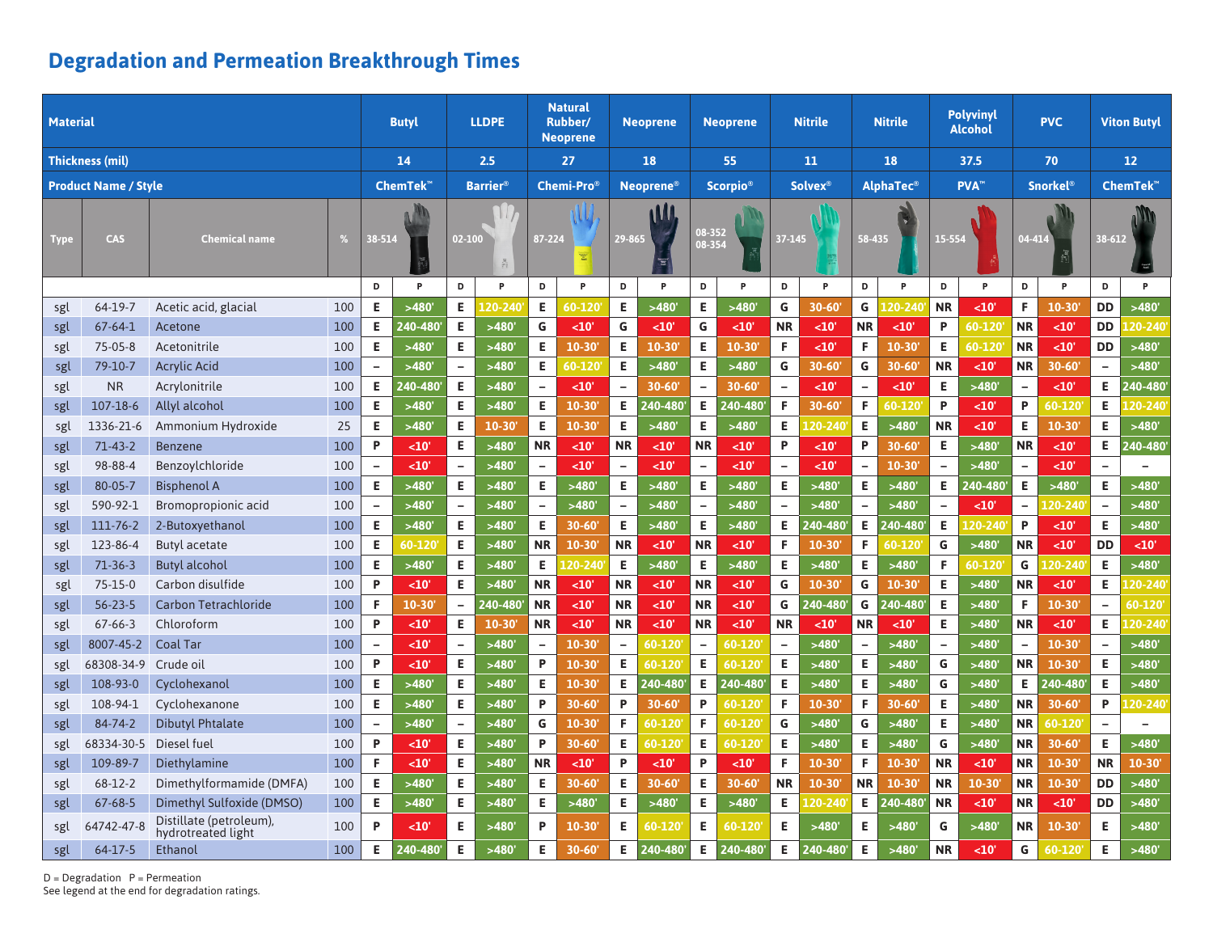# Degradation and Permeation Breakthrough Times

| Material | | | | Butyl | | LLDPE | | Natural Rubber/ Neoprene | | Neoprene | | Neoprene | | Nitrile | | Nitrile | | Polyvinyl Alcohol | | PVC | | Viton Butyl | |
|---|---|---|---|---|---|---|---|---|---|---|---|---|---|---|---|---|---|---|---|---|---|---|---|
| Thickness (mil) | | | | 14 | | 2.5 | | 27 | | 18 | | 55 | | 11 | | 18 | | 37.5 | | 70 | | 12 | |
| Product Name / Style | | | | ChemTek™ | | Barrier® | | Chemi-Pro® | | Neoprene® | | Scorpio® | | Solvex® | | AlphaTec® | | PVA™ | | Snorkel® | | ChemTek™ | |
| Type | CAS | Chemical name | % | 38-514 | | 02-100 | | 87-224 | | 29-865 | | 08-352 08-354 | | 37-145 | | 58-435 | | 15-554 | | 04-414 | | 38-612 | |
| | | | | D | P | D | P | D | P | D | P | D | P | D | P | D | P | D | P | D | P | D | P |
| sgl | 64-19-7 | Acetic acid, glacial | 100 | E | >480' | E | 120-240' | E | 60-120' | E | >480' | E | >480' | G | 30-60' | G | 120-240' | NR | <10' | F | 10-30' | DD | >480' |
| sgl | 67-64-1 | Acetone | 100 | E | 240-480' | E | >480' | G | <10' | G | <10' | G | <10' | NR | <10' | NR | <10' | P | 60-120' | NR | <10' | DD | 120-240' |
| sgl | 75-05-8 | Acetonitrile | 100 | E | >480' | E | >480' | E | 10-30' | E | 10-30' | E | 10-30' | F | <10' | F | 10-30' | E | 60-120' | NR | <10' | DD | >480' |
| sgl | 79-10-7 | Acrylic Acid | 100 | – | >480' | – | >480' | E | 60-120' | E | >480' | E | >480' | G | 30-60' | G | 30-60' | NR | <10' | NR | 30-60' | – | >480' |
| sgl | NR | Acrylonitrile | 100 | E | 240-480' | E | >480' | – | <10' | – | 30-60' | – | 30-60' | – | <10' | – | <10' | E | >480' | – | <10' | E | 240-480' |
| sgl | 107-18-6 | Allyl alcohol | 100 | E | >480' | E | >480' | E | 10-30' | E | 240-480' | E | 240-480' | F | 30-60' | F | 60-120' | P | <10' | P | 60-120' | E | 120-240' |
| sgl | 1336-21-6 | Ammonium Hydroxide | 25 | E | >480' | E | 10-30' | E | 10-30' | E | >480' | E | >480' | E | 120-240' | E | >480' | NR | <10' | E | 10-30' | E | >480' |
| sgl | 71-43-2 | Benzene | 100 | P | <10' | E | >480' | NR | <10' | NR | <10' | NR | <10' | P | <10' | P | 30-60' | E | >480' | NR | <10' | E | 240-480' |
| sgl | 98-88-4 | Benzoylchloride | 100 | – | <10' | – | >480' | – | <10' | – | <10' | – | <10' | – | <10' | – | 10-30' | – | >480' | – | <10' | – | – |
| sgl | 80-05-7 | Bisphenol A | 100 | E | >480' | E | >480' | E | >480' | E | >480' | E | >480' | E | >480' | E | >480' | E | 240-480' | E | >480' | E | >480' |
| sgl | 590-92-1 | Bromopropionic acid | 100 | – | >480' | – | >480' | – | >480' | – | >480' | – | >480' | – | >480' | – | >480' | – | <10' | – | 120-240' | – | >480' |
| sgl | 111-76-2 | 2-Butoxyethanol | 100 | E | >480' | E | >480' | E | 30-60' | E | >480' | E | >480' | E | 240-480' | E | 240-480' | E | 120-240' | P | <10' | E | >480' |
| sgl | 123-86-4 | Butyl acetate | 100 | E | 60-120' | E | >480' | NR | 10-30' | NR | <10' | NR | <10' | F | 10-30' | F | 60-120' | E | >480' | NR | <10' | DD | <10' |
| sgl | 71-36-3 | Butyl alcohol | 100 | E | >480' | E | >480' | E | 120-240' | E | >480' | E | >480' | E | >480' | E | >480' | F | 60-120' | G | 120-240' | E | >480' |
| sgl | 75-15-0 | Carbon disulfide | 100 | P | <10' | E | >480' | NR | <10' | NR | <10' | NR | <10' | G | 10-30' | G | 10-30' | E | >480' | NR | <10' | E | 120-240' |
| sgl | 56-23-5 | Carbon Tetrachloride | 100 | F | 10-30' | – | 240-480' | NR | <10' | NR | <10' | NR | <10' | G | 240-480' | G | 240-480' | E | >480' | F | 10-30' | – | 60-120' |
| sgl | 67-66-3 | Chloroform | 100 | P | <10' | E | 10-30' | NR | <10' | NR | <10' | NR | <10' | NR | <10' | NR | <10' | E | >480' | NR | <10' | E | 120-240' |
| sgl | 8007-45-2 | Coal Tar | 100 | – | <10' | – | >480' | – | 10-30' | – | 60-120' | – | 60-120' | – | >480' | – | >480' | – | >480' | – | 10-30' | – | >480' |
| sgl | 68308-34-9 | Crude oil | 100 | P | <10' | E | >480' | P | 10-30' | E | 60-120' | E | 60-120' | E | >480' | E | >480' | G | >480' | NR | 10-30' | E | >480' |
| sgl | 108-93-0 | Cyclohexanol | 100 | E | >480' | E | >480' | E | 10-30' | E | 240-480' | E | 240-480' | E | >480' | E | >480' | G | >480' | E | 240-480' | E | >480' |
| sgl | 108-94-1 | Cyclohexanone | 100 | E | >480' | E | >480' | P | 30-60' | P | 30-60' | P | 60-120' | F | 10-30' | F | 30-60' | E | >480' | NR | 30-60' | P | 120-240' |
| sgl | 84-74-2 | Dibutyl Phtalate | 100 | – | >480' | – | >480' | G | 10-30' | F | 60-120' | F | 60-120' | G | >480' | G | >480' | E | >480' | NR | 60-120' | – | – |
| sgl | 68334-30-5 | Diesel fuel | 100 | P | <10' | E | >480' | P | 30-60' | E | 60-120' | E | 60-120' | E | >480' | E | >480' | G | >480' | NR | 30-60' | E | >480' |
| sgl | 109-89-7 | Diethylamine | 100 | F | <10' | E | >480' | NR | <10' | P | <10' | P | <10' | F | 10-30' | F | 10-30' | NR | <10' | NR | 10-30' | NR | 10-30' |
| sgl | 68-12-2 | Dimethylformamide (DMFA) | 100 | E | >480' | E | >480' | E | 30-60' | E | 30-60' | E | 30-60' | NR | 10-30' | NR | 10-30' | NR | 10-30' | NR | 10-30' | DD | >480' |
| sgl | 67-68-5 | Dimethyl Sulfoxide (DMSO) | 100 | E | >480' | E | >480' | E | >480' | E | >480' | E | >480' | E | 120-240' | E | 240-480' | NR | <10' | NR | <10' | DD | >480' |
| sgl | 64742-47-8 | Distillate (petroleum), hydrotreated light | 100 | P | <10' | E | >480' | P | 10-30' | E | 60-120' | E | 60-120' | E | >480' | E | >480' | G | >480' | NR | 10-30' | E | >480' |
| sgl | 64-17-5 | Ethanol | 100 | E | 240-480' | E | >480' | E | 30-60' | E | 240-480' | E | 240-480' | E | 240-480' | E | >480' | NR | <10' | G | 60-120' | E | >480' |

D = Degradation P = Permeation
See legend at the end for degradation ratings.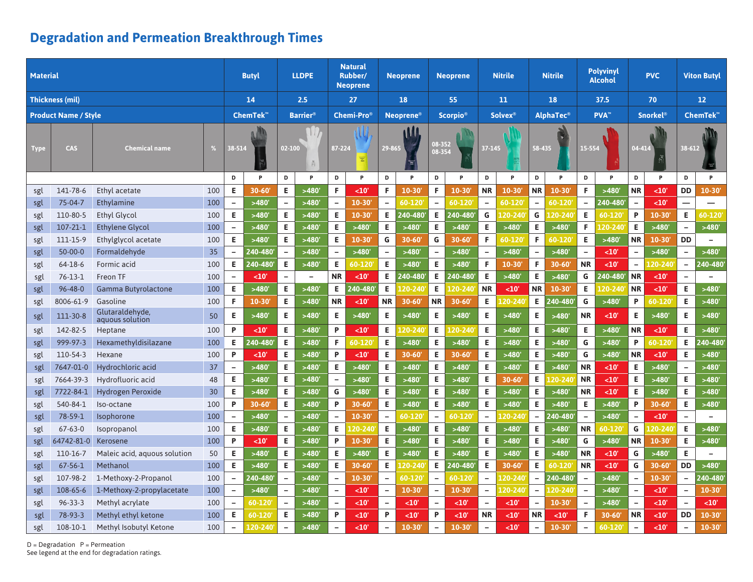## Degradation and Permeation Breakthrough Times

| Material | | | | Butyl | | LLDPE | | Natural Rubber/ Neoprene | | Neoprene | | Neoprene | | Nitrile | | Nitrile | | Polyvinyl Alcohol | | PVC | | Viton Butyl | |
|---|---|---|---|---|---|---|---|---|---|---|---|---|---|---|---|---|---|---|---|---|---|---|---|
| Thickness (mil) | | | | 14 | | 2.5 | | 27 | | 18 | | 55 | | 11 | | 18 | | 37.5 | | 70 | | 12 | |
| Product Name / Style | | | | ChemTek™ | | Barrier® | | Chemi-Pro® | | Neoprene® | | Scorpio® | | Solvex® | | AlphaTec® | | PVA™ | | Snorkel® | | ChemTek™ | |
| Type | CAS | Chemical name | % | 38-514 | | 02-100 | | 87-224 | | 29-865 | | 08-352 08-354 | | 37-145 | | 58-435 | | 15-554 | | 04-414 | | 38-612 | |
| | | | | D | P | D | P | D | P | D | P | D | P | D | P | D | P | D | P | D | P | D | P |
| sgl | 141-78-6 | Ethyl acetate | 100 | E | 30-60' | E | >480' | F | <10' | F | 10-30' | F | 10-30' | NR | 10-30' | NR | 10-30' | F | >480' | NR | <10' | DD | 10-30' |
| sgl | 75-04-7 | Ethylamine | 100 | – | >480' | – | >480' | – | 10-30' | – | 60-120' | – | 60-120' | – | 60-120' | – | 60-120' | – | 240-480' | – | <10' | — | — |
| sgl | 110-80-5 | Ethyl Glycol | 100 | E | >480' | E | >480' | E | 10-30' | E | 240-480' | E | 240-480' | G | 120-240' | G | 120-240' | E | 60-120' | P | 10-30' | E | 60-120' |
| sgl | 107-21-1 | Ethylene Glycol | 100 | – | >480' | E | >480' | E | >480' | E | >480' | E | >480' | E | >480' | E | >480' | F | 120-240' | E | >480' | – | >480' |
| sgl | 111-15-9 | Ethylglycol acetate | 100 | E | >480' | E | >480' | E | 10-30' | G | 30-60' | G | 30-60' | F | 60-120' | F | 60-120' | E | >480' | NR | 10-30' | DD | – |
| sgl | 50-00-0 | Formaldehyde | 35 | – | 240-480' | – | >480' | – | >480' | – | >480' | – | >480' | – | >480' | – | >480' | – | <10' | – | >480' | – | >480' |
| sgl | 64-18-6 | Formic acid | 100 | E | 240-480' | E | >480' | E | 60-120' | E | >480' | E | >480' | F | 10-30' | F | 30-60' | NR | <10' | – | 120-240' | – | 240-480' |
| sgl | 76-13-1 | Freon TF | 100 | – | <10' | – | – | NR | <10' | E | 240-480' | E | 240-480' | E | >480' | E | >480' | G | 240-480' | NR | <10' | – | – |
| sgl | 96-48-0 | Gamma Butyrolactone | 100 | E | >480' | E | >480' | E | 240-480' | E | 120-240' | E | 120-240' | NR | <10' | NR | 10-30' | E | 120-240' | NR | <10' | E | >480' |
| sgl | 8006-61-9 | Gasoline | 100 | F | 10-30' | E | >480' | NR | <10' | NR | 30-60' | NR | 30-60' | E | 120-240' | E | 240-480' | G | >480' | P | 60-120' | E | >480' |
| sgl | 111-30-8 | Glutaraldehyde, aquous solution | 50 | E | >480' | E | >480' | E | >480' | E | >480' | E | >480' | E | >480' | E | >480' | NR | <10' | E | >480' | E | >480' |
| sgl | 142-82-5 | Heptane | 100 | P | <10' | E | >480' | P | <10' | E | 120-240' | E | 120-240' | E | >480' | E | >480' | E | >480' | NR | <10' | E | >480' |
| sgl | 999-97-3 | Hexamethyldisilazane | 100 | E | 240-480' | E | >480' | F | 60-120' | E | >480' | E | >480' | E | >480' | E | >480' | G | >480' | P | 60-120' | E | 240-480' |
| sgl | 110-54-3 | Hexane | 100 | P | <10' | E | >480' | P | <10' | E | 30-60' | E | 30-60' | E | >480' | E | >480' | G | >480' | NR | <10' | E | >480' |
| sgl | 7647-01-0 | Hydrochloric acid | 37 | – | >480' | E | >480' | E | >480' | E | >480' | E | >480' | E | >480' | E | >480' | NR | <10' | E | >480' | – | >480' |
| sgl | 7664-39-3 | Hydrofluoric acid | 48 | E | >480' | E | >480' | – | >480' | E | >480' | E | >480' | E | 30-60' | E | 120-240' | NR | <10' | E | >480' | E | >480' |
| sgl | 7722-84-1 | Hydrogen Peroxide | 30 | E | >480' | E | >480' | G | >480' | E | >480' | E | >480' | E | >480' | E | >480' | NR | <10' | E | >480' | E | >480' |
| sgl | 540-84-1 | Iso-octane | 100 | P | 30-60' | E | >480' | P | 30-60' | E | >480' | E | >480' | E | >480' | E | >480' | E | >480' | P | 30-60' | E | >480' |
| sgl | 78-59-1 | Isophorone | 100 | – | >480' | – | >480' | – | 10-30' | – | 60-120' | – | 60-120' | – | 120-240' | – | 240-480' | – | >480' | – | <10' | – | – |
| sgl | 67-63-0 | Isopropanol | 100 | E | >480' | E | >480' | E | 120-240' | E | >480' | E | >480' | E | >480' | E | >480' | NR | 60-120' | G | 120-240' | E | >480' |
| sgl | 64742-81-0 | Kerosene | 100 | P | <10' | E | >480' | P | 10-30' | E | >480' | E | >480' | E | >480' | E | >480' | G | >480' | NR | 10-30' | E | >480' |
| sgl | 110-16-7 | Maleic acid, aquous solution | 50 | E | >480' | E | >480' | E | >480' | E | >480' | E | >480' | E | >480' | E | >480' | NR | <10' | G | >480' | E | – |
| sgl | 67-56-1 | Methanol | 100 | E | >480' | E | >480' | E | 30-60' | E | 120-240' | E | 240-480' | E | 30-60' | E | 60-120' | NR | <10' | G | 30-60' | DD | >480' |
| sgl | 107-98-2 | 1-Methoxy-2-Propanol | 100 | – | 240-480' | – | >480' | – | 10-30' | – | 60-120' | – | 60-120' | – | 120-240' | – | 240-480' | – | >480' | – | 10-30' | – | 240-480' |
| sgl | 108-65-6 | 1-Methoxy-2-propylacetate | 100 | – | >480' | – | >480' | – | <10' | – | 10-30' | – | 10-30' | – | 120-240' | – | 120-240' | – | >480' | – | <10' | – | 10-30' |
| sgl | 96-33-3 | Methyl acrylate | 100 | – | 60-120' | – | >480' | – | <10' | – | <10' | – | <10' | – | <10' | – | 10-30' | – | >480' | – | <10' | – | <10' |
| sgl | 78-93-3 | Methyl ethyl ketone | 100 | E | 60-120' | E | >480' | P | <10' | P | <10' | P | <10' | NR | <10' | NR | <10' | F | 30-60' | NR | <10' | DD | 10-30' |
| sgl | 108-10-1 | Methyl Isobutyl Ketone | 100 | – | 120-240' | – | >480' | – | <10' | – | 10-30' | – | 10-30' | – | <10' | – | 10-30' | – | 60-120' | – | <10' | – | 10-30' |

D = Degradation   P = Permeation
See legend at the end for degradation ratings.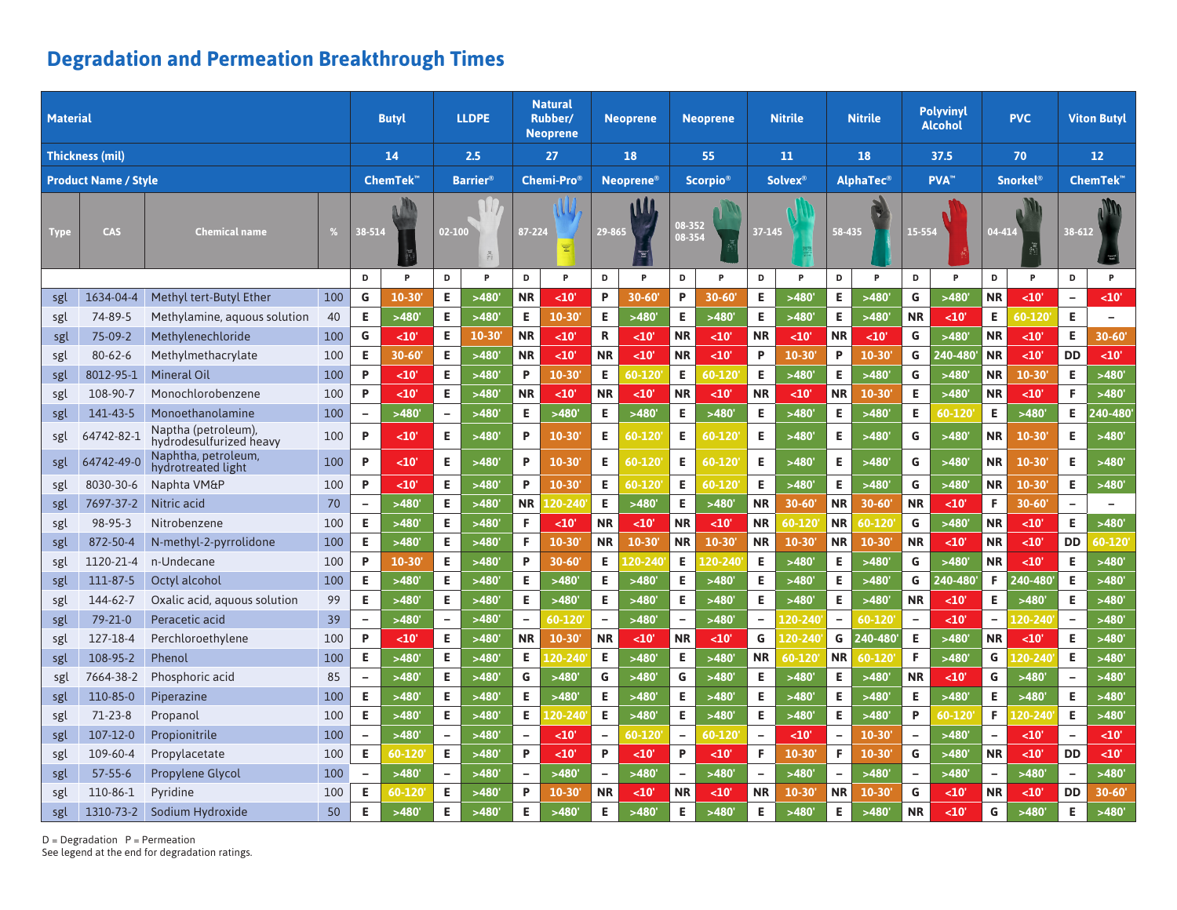## Degradation and Permeation Breakthrough Times

| Material | | | | Butyl | | LLDPE | | Natural Rubber/ Neoprene | | Neoprene | | Neoprene | | Nitrile | | Nitrile | | Polyvinyl Alcohol | | PVC | | Viton Butyl | |
|---|---|---|---|---|---|---|---|---|---|---|---|---|---|---|---|---|---|---|---|---|---|---|---|
| **Thickness (mil)** | | | | 14 | | 2.5 | | 27 | | 18 | | 55 | | 11 | | 18 | | 37.5 | | 70 | | 12 | |
| **Product Name / Style** | | | | ChemTek™ | | Barrier® | | Chemi-Pro® | | Neoprene® | | Scorpio® | | Solvex® | | AlphaTec® | | PVA™ | | Snorkel® | | ChemTek™ | |
| Type | CAS | Chemical name | % | 38-514 | | 02-100 | | 87-224 | | 29-865 | | 08-352 08-354 | | 37-145 | | 58-435 | | 15-554 | | 04-414 | | 38-612 | |
| | | | | D | P | D | P | D | P | D | P | D | P | D | P | D | P | D | P | D | P | D | P |
| sgl | 1634-04-4 | Methyl tert-Butyl Ether | 100 | G | 10-30' | E | >480' | NR | <10' | P | 30-60' | P | 30-60' | E | >480' | E | >480' | G | >480' | NR | <10' | – | <10' |
| sgl | 74-89-5 | Methylamine, aquous solution | 40 | E | >480' | E | >480' | E | 10-30' | E | >480' | E | >480' | E | >480' | E | >480' | NR | <10' | E | 60-120' | E | – |
| sgl | 75-09-2 | Methylenechloride | 100 | G | <10' | E | 10-30' | NR | <10' | R | <10' | NR | <10' | NR | <10' | NR | <10' | G | >480' | NR | <10' | E | 30-60' |
| sgl | 80-62-6 | Methylmethacrylate | 100 | E | 30-60' | E | >480' | NR | <10' | NR | <10' | NR | <10' | P | 10-30' | P | 10-30' | G | 240-480' | NR | <10' | DD | <10' |
| sgl | 8012-95-1 | Mineral Oil | 100 | P | <10' | E | >480' | P | 10-30' | E | 60-120' | E | 60-120' | E | >480' | E | >480' | G | >480' | NR | 10-30' | E | >480' |
| sgl | 108-90-7 | Monochlorobenzene | 100 | P | <10' | E | >480' | NR | <10' | NR | <10' | NR | <10' | NR | <10' | NR | 10-30' | E | >480' | NR | <10' | F | >480' |
| sgl | 141-43-5 | Monoethanolamine | 100 | – | >480' | – | >480' | E | >480' | E | >480' | E | >480' | E | >480' | E | >480' | E | 60-120' | E | >480' | E | 240-480' |
| sgl | 64742-82-1 | Naptha (petroleum), hydrodesulfurized heavy | 100 | P | <10' | E | >480' | P | 10-30' | E | 60-120' | E | 60-120' | E | >480' | E | >480' | G | >480' | NR | 10-30' | E | >480' |
| sgl | 64742-49-0 | Naphtha, petroleum, hydrotreated light | 100 | P | <10' | E | >480' | P | 10-30' | E | 60-120' | E | 60-120' | E | >480' | E | >480' | G | >480' | NR | 10-30' | E | >480' |
| sgl | 8030-30-6 | Naphta VM&P | 100 | P | <10' | E | >480' | P | 10-30' | E | 60-120' | E | 60-120' | E | >480' | E | >480' | G | >480' | NR | 10-30' | E | >480' |
| sgl | 7697-37-2 | Nitric acid | 70 | – | >480' | E | >480' | NR | 120-240' | E | >480' | E | >480' | NR | 30-60' | NR | 30-60' | NR | <10' | F | 30-60' | – | – |
| sgl | 98-95-3 | Nitrobenzene | 100 | E | >480' | E | >480' | F | <10' | NR | <10' | NR | <10' | NR | 60-120' | NR | 60-120' | G | >480' | NR | <10' | E | >480' |
| sgl | 872-50-4 | N-methyl-2-pyrrolidone | 100 | E | >480' | E | >480' | F | 10-30' | NR | 10-30' | NR | 10-30' | NR | 10-30' | NR | 10-30' | NR | <10' | NR | <10' | DD | 60-120' |
| sgl | 1120-21-4 | n-Undecane | 100 | P | 10-30' | E | >480' | P | 30-60' | E | 120-240' | E | 120-240' | E | >480' | E | >480' | G | >480' | NR | <10' | E | >480' |
| sgl | 111-87-5 | Octyl alcohol | 100 | E | >480' | E | >480' | E | >480' | E | >480' | E | >480' | E | >480' | E | >480' | G | 240-480' | F | 240-480' | E | >480' |
| sgl | 144-62-7 | Oxalic acid, aquous solution | 99 | E | >480' | E | >480' | E | >480' | E | >480' | E | >480' | E | >480' | E | >480' | NR | <10' | E | >480' | E | >480' |
| sgl | 79-21-0 | Peracetic acid | 39 | – | >480' | – | >480' | – | 60-120' | – | >480' | – | >480' | – | 120-240' | – | 60-120' | – | <10' | – | 120-240' | – | >480' |
| sgl | 127-18-4 | Perchloroethylene | 100 | P | <10' | E | >480' | NR | 10-30' | NR | <10' | NR | <10' | G | 120-240' | G | 240-480' | E | >480' | NR | <10' | E | >480' |
| sgl | 108-95-2 | Phenol | 100 | E | >480' | E | >480' | E | 120-240' | E | >480' | E | >480' | NR | 60-120' | NR | 60-120' | F | >480' | G | 120-240' | E | >480' |
| sgl | 7664-38-2 | Phosphoric acid | 85 | – | >480' | E | >480' | G | >480' | G | >480' | G | >480' | E | >480' | E | >480' | NR | <10' | G | >480' | – | >480' |
| sgl | 110-85-0 | Piperazine | 100 | E | >480' | E | >480' | E | >480' | E | >480' | E | >480' | E | >480' | E | >480' | E | >480' | E | >480' | E | >480' |
| sgl | 71-23-8 | Propanol | 100 | E | >480' | E | >480' | E | 120-240' | E | >480' | E | >480' | E | >480' | E | >480' | P | 60-120' | F | 120-240' | E | >480' |
| sgl | 107-12-0 | Propionitrile | 100 | – | >480' | – | >480' | – | <10' | – | 60-120' | – | 60-120' | – | <10' | – | 10-30' | – | >480' | – | <10' | – | <10' |
| sgl | 109-60-4 | Propylacetate | 100 | E | 60-120' | E | >480' | P | <10' | P | <10' | P | <10' | F | 10-30' | F | 10-30' | G | >480' | NR | <10' | DD | <10' |
| sgl | 57-55-6 | Propylene Glycol | 100 | – | >480' | – | >480' | – | >480' | – | >480' | – | >480' | – | >480' | – | >480' | – | >480' | – | >480' | – | >480' |
| sgl | 110-86-1 | Pyridine | 100 | E | 60-120' | E | >480' | P | 10-30' | NR | <10' | NR | <10' | NR | 10-30' | NR | 10-30' | G | <10' | NR | <10' | DD | 30-60' |
| sgl | 1310-73-2 | Sodium Hydroxide | 50 | E | >480' | E | >480' | E | >480' | E | >480' | E | >480' | E | >480' | E | >480' | NR | <10' | G | >480' | E | >480' |

D = Degradation P = Permeation
See legend at the end for degradation ratings.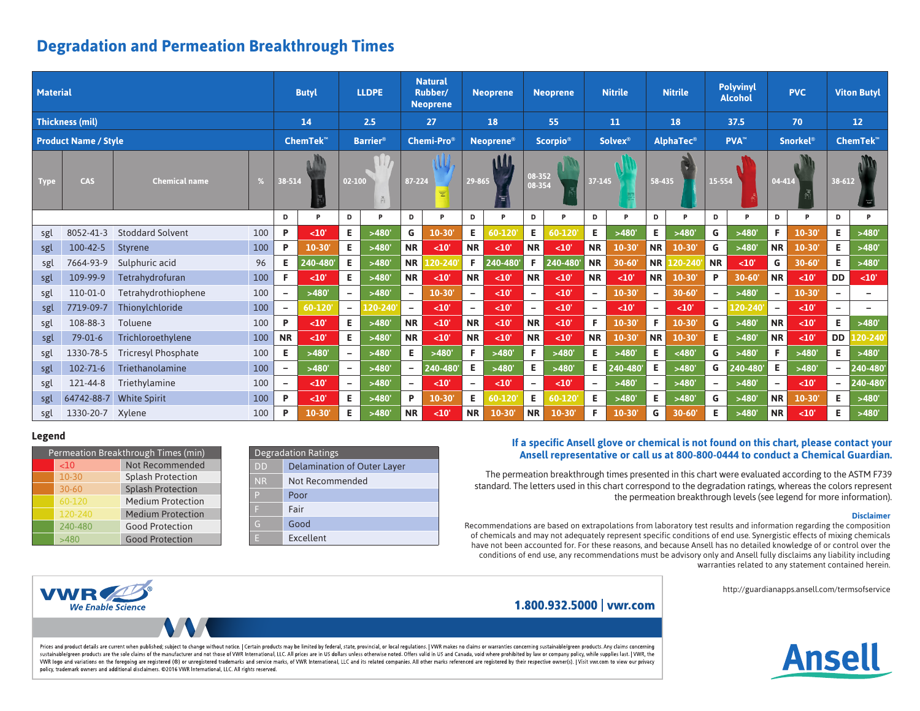# Degradation and Permeation Breakthrough Times

| Material | | | | Butyl | | LLDPE | | Natural Rubber/ Neoprene | | Neoprene | | Neoprene | | Nitrile | | Nitrile | | Polyvinyl Alcohol | | PVC | | Viton Butyl | |
|---|---|---|---|---|---|---|---|---|---|---|---|---|---|---|---|---|---|---|---|---|---|---|---|
| Thickness (mil) | | | | 14 | | 2.5 | | 27 | | 18 | | 55 | | 11 | | 18 | | 37.5 | | 70 | | 12 | |
| Product Name / Style | | | | ChemTek™ | | Barrier® | | Chemi-Pro® | | Neoprene® | | Scorpio® | | Solvex® | | AlphaTec® | | PVA™ | | Snorkel® | | ChemTek™ | |
| Type | CAS | Chemical name | % | 38-514 | | 02-100 | | 87-224 | | 29-865 | | 08-352 08-354 | | 37-145 | | 58-435 | | 15-554 | | 04-414 | | 38-612 | |
| | | | | D | P | D | P | D | P | D | P | D | P | D | P | D | P | D | P | D | P | D | P |
| sgl | 8052-41-3 | Stoddard Solvent | 100 | P | <10' | E | >480' | G | 10-30' | E | 60-120' | E | 60-120' | E | >480' | E | >480' | G | >480' | F | 10-30' | E | >480' |
| sgl | 100-42-5 | Styrene | 100 | P | 10-30' | E | >480' | NR | <10' | NR | <10' | NR | <10' | NR | 10-30' | NR | 10-30' | G | >480' | NR | 10-30' | E | >480' |
| sgl | 7664-93-9 | Sulphuric acid | 96 | E | 240-480' | E | >480' | NR | 120-240' | F | 240-480' | F | 240-480' | NR | 30-60' | NR | 120-240' | NR | <10' | G | 30-60' | E | >480' |
| sgl | 109-99-9 | Tetrahydrofuran | 100 | F | <10' | E | >480' | NR | <10' | NR | <10' | NR | <10' | NR | <10' | NR | 10-30' | P | 30-60' | NR | <10' | DD | <10' |
| sgl | 110-01-0 | Tetrahydrothiophene | 100 | – | >480' | – | >480' | – | 10-30' | – | <10' | – | <10' | – | 10-30' | – | 30-60' | – | >480' | – | 10-30' | – | – |
| sgl | 7719-09-7 | Thionylchloride | 100 | – | 60-120' | – | 120-240' | – | <10' | – | <10' | – | <10' | – | <10' | – | <10' | – | 120-240' | – | <10' | – | – |
| sgl | 108-88-3 | Toluene | 100 | P | <10' | E | >480' | NR | <10' | NR | <10' | NR | <10' | F | 10-30' | F | 10-30' | G | >480' | NR | <10' | E | >480' |
| sgl | 79-01-6 | Trichloroethylene | 100 | NR | <10' | E | >480' | NR | <10' | NR | <10' | NR | <10' | NR | 10-30' | NR | 10-30' | E | >480' | NR | <10' | DD | 120-240' |
| sgl | 1330-78-5 | Tricresyl Phosphate | 100 | E | >480' | – | >480' | E | >480' | F | >480' | F | >480' | E | >480' | E | <480' | G | >480' | F | >480' | E | >480' |
| sgl | 102-71-6 | Triethanolamine | 100 | – | >480' | – | >480' | – | 240-480' | E | >480' | E | >480' | E | 240-480' | E | >480' | G | 240-480' | E | >480' | – | 240-480' |
| sgl | 121-44-8 | Triethylamine | 100 | – | <10' | – | >480' | – | <10' | – | <10' | – | <10' | – | >480' | – | >480' | – | >480' | – | <10' | – | 240-480' |
| sgl | 64742-88-7 | White Spirit | 100 | P | <10' | E | >480' | P | 10-30' | E | 60-120' | E | 60-120' | E | >480' | E | >480' | G | >480' | NR | 10-30' | E | >480' |
| sgl | 1330-20-7 | Xylene | 100 | P | 10-30' | E | >480' | NR | <10' | NR | 10-30' | NR | 10-30' | F | 10-30' | G | 30-60' | E | >480' | NR | <10' | E | >480' |

## Legend

| Permeation Breakthrough Times (min) | |
|---|---|
| <10 | Not Recommended |
| 10-30 | Splash Protection |
| 30-60 | Splash Protection |
| 60-120 | Medium Protection |
| 120-240 | Medium Protection |
| 240-480 | Good Protection |
| >480 | Good Protection |

| Degradation Ratings | |
|---|---|
| DD | Delamination of Outer Layer |
| NR | Not Recommended |
| P | Poor |
| F | Fair |
| G | Good |
| E | Excellent |

**If a specific Ansell glove or chemical is not found on this chart, please contact your Ansell representative or call us at 800-800-0444 to conduct a Chemical Guardian.**

The permeation breakthrough times presented in this chart were evaluated according to the ASTM F739 standard. The letters used in this chart correspond to the degradation ratings, whereas the colors represent the permeation breakthrough levels (see legend for more information).

**Disclaimer**

Recommendations are based on extrapolations from laboratory test results and information regarding the composition of chemicals and may not adequately represent specific conditions of end use. Synergistic effects of mixing chemicals have not been accounted for. For these reasons, and because Ansell has no detailed knowledge of or control over the conditions of end use, any recommendations must be advisory only and Ansell fully disclaims any liability including warranties related to any statement contained herein.

http://guardianapps.ansell.com/termsofservice

VWR® We Enable Science

**1.800.932.5000 | vwr.com**

Prices and product details are current when published; subject to change without notice. | Certain products may be limited by federal, state, provincial, or local regulations. | VWR makes no claims or warranties concerning sustainable/green products. Any claims concerning sustainable/green products are the sole claims of the manufacturer and not those of VWR International, LLC. All prices are in US dollars unless otherwise noted. Offers valid in US and Canada, void where prohibited by law or company policy, while supplies last. | VWR, the VWR logo and variations on the foregoing are registered (®) or unregistered trademarks and service marks, of VWR International, LLC and its related companies. All other marks referenced are registered by their respective owner(s). | Visit vwr.com to view our privacy policy, trademark owners and additional disclaimers. ©2016 VWR International, LLC. All rights reserved.

Ansell